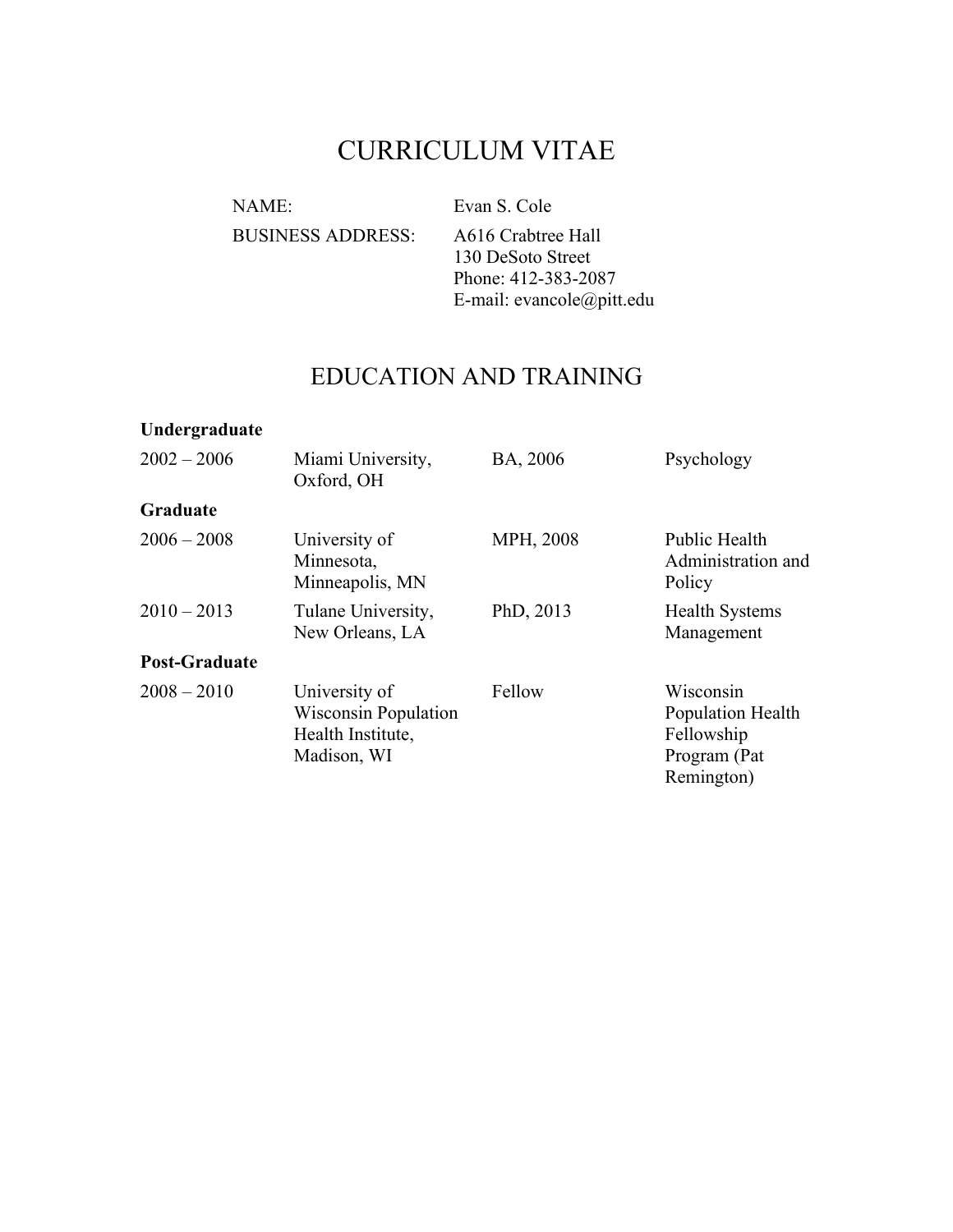# CURRICULUM VITAE

| | |
|---|---|
| NAME: | Evan S. Cole |
| BUSINESS ADDRESS: | A616 Crabtree Hall<br>130 DeSoto Street<br>Phone: 412-383-2087<br>E-mail: evancole@pitt.edu |

## EDUCATION AND TRAINING

**Undergraduate**

| | | | |
|---|---|---|---|
| 2002 – 2006 | Miami University, Oxford, OH | BA, 2006 | Psychology |

**Graduate**

| | | | |
|---|---|---|---|
| 2006 – 2008 | University of Minnesota, Minneapolis, MN | MPH, 2008 | Public Health Administration and Policy |
| 2010 – 2013 | Tulane University, New Orleans, LA | PhD, 2013 | Health Systems Management |

**Post-Graduate**

| | | | |
|---|---|---|---|
| 2008 – 2010 | University of Wisconsin Population Health Institute, Madison, WI | Fellow | Wisconsin Population Health Fellowship Program (Pat Remington) |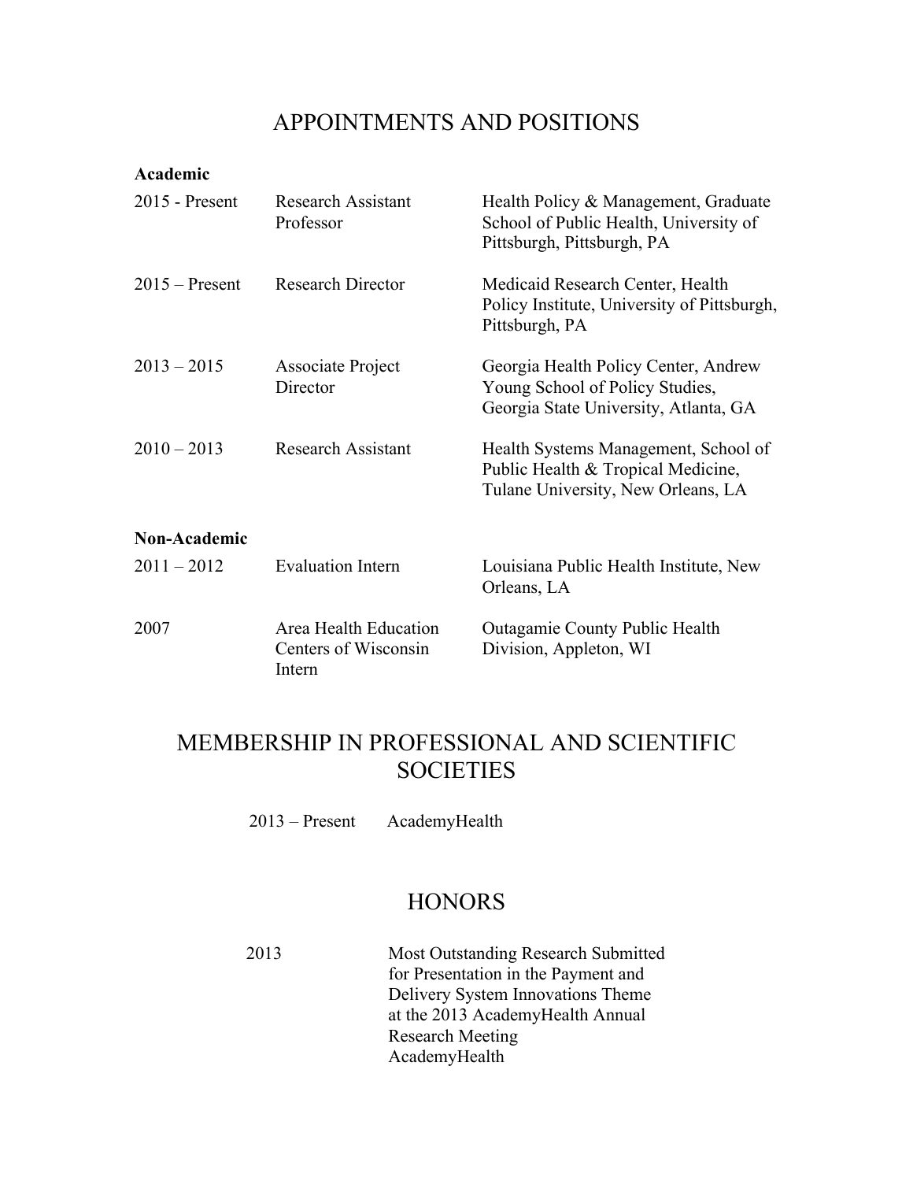## APPOINTMENTS AND POSITIONS

**Academic**

| | | |
|---|---|---|
| 2015 - Present | Research Assistant Professor | Health Policy & Management, Graduate School of Public Health, University of Pittsburgh, Pittsburgh, PA |
| 2015 – Present | Research Director | Medicaid Research Center, Health Policy Institute, University of Pittsburgh, Pittsburgh, PA |
| 2013 – 2015 | Associate Project Director | Georgia Health Policy Center, Andrew Young School of Policy Studies, Georgia State University, Atlanta, GA |
| 2010 – 2013 | Research Assistant | Health Systems Management, School of Public Health & Tropical Medicine, Tulane University, New Orleans, LA |

**Non-Academic**

| | | |
|---|---|---|
| 2011 – 2012 | Evaluation Intern | Louisiana Public Health Institute, New Orleans, LA |
| 2007 | Area Health Education Centers of Wisconsin Intern | Outagamie County Public Health Division, Appleton, WI |

## MEMBERSHIP IN PROFESSIONAL AND SCIENTIFIC SOCIETIES

| | |
|---|---|
| 2013 – Present | AcademyHealth |

## HONORS

| | |
|---|---|
| 2013 | Most Outstanding Research Submitted for Presentation in the Payment and Delivery System Innovations Theme at the 2013 AcademyHealth Annual Research Meeting AcademyHealth |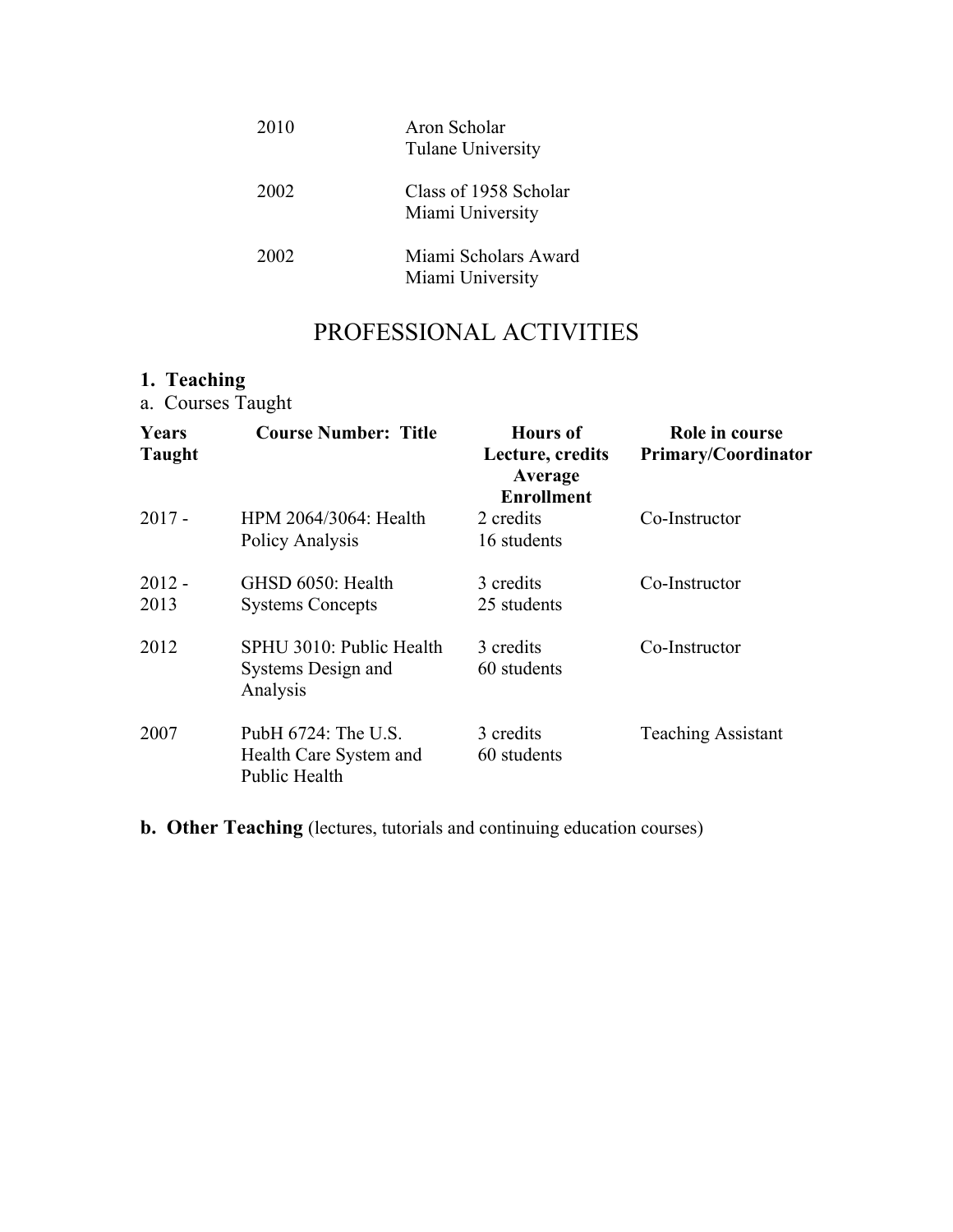| | |
|---|---|
| 2010 | Aron Scholar<br>Tulane University |
| 2002 | Class of 1958 Scholar<br>Miami University |
| 2002 | Miami Scholars Award<br>Miami University |

# PROFESSIONAL ACTIVITIES

**1. Teaching**

a. Courses Taught

| Years Taught | Course Number: Title | Hours of Lecture, credits Average Enrollment | Role in course Primary/Coordinator |
|---|---|---|---|
| 2017 - | HPM 2064/3064: Health Policy Analysis | 2 credits<br>16 students | Co-Instructor |
| 2012 - 2013 | GHSD 6050: Health Systems Concepts | 3 credits<br>25 students | Co-Instructor |
| 2012 | SPHU 3010: Public Health Systems Design and Analysis | 3 credits<br>60 students | Co-Instructor |
| 2007 | PubH 6724: The U.S. Health Care System and Public Health | 3 credits<br>60 students | Teaching Assistant |

**b. Other Teaching** (lectures, tutorials and continuing education courses)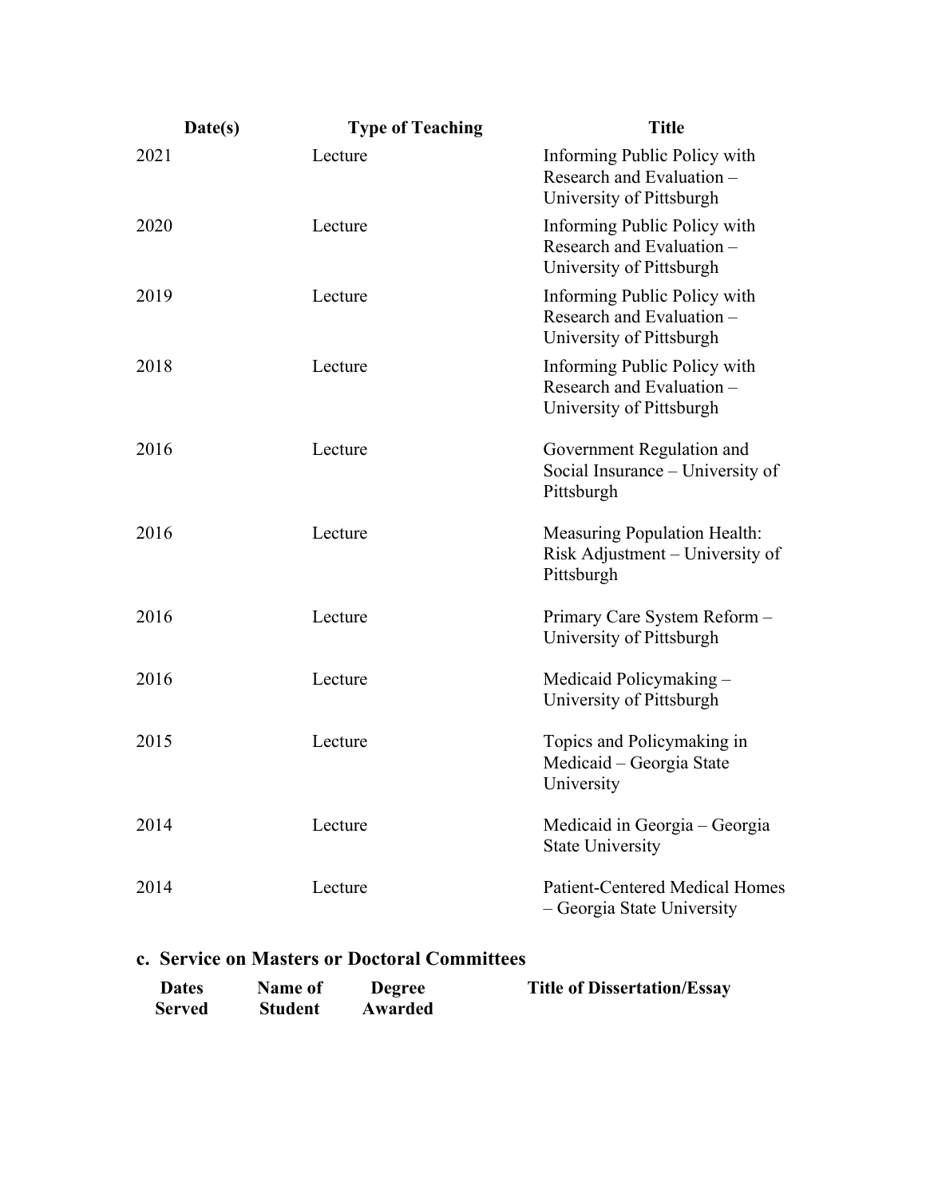| Date(s) | Type of Teaching | Title |
|---|---|---|
| 2021 | Lecture | Informing Public Policy with Research and Evaluation – University of Pittsburgh |
| 2020 | Lecture | Informing Public Policy with Research and Evaluation – University of Pittsburgh |
| 2019 | Lecture | Informing Public Policy with Research and Evaluation – University of Pittsburgh |
| 2018 | Lecture | Informing Public Policy with Research and Evaluation – University of Pittsburgh |
| 2016 | Lecture | Government Regulation and Social Insurance – University of Pittsburgh |
| 2016 | Lecture | Measuring Population Health: Risk Adjustment – University of Pittsburgh |
| 2016 | Lecture | Primary Care System Reform – University of Pittsburgh |
| 2016 | Lecture | Medicaid Policymaking – University of Pittsburgh |
| 2015 | Lecture | Topics and Policymaking in Medicaid – Georgia State University |
| 2014 | Lecture | Medicaid in Georgia – Georgia State University |
| 2014 | Lecture | Patient-Centered Medical Homes – Georgia State University |

### c. Service on Masters or Doctoral Committees

| Dates Served | Name of Student | Degree Awarded | Title of Dissertation/Essay |
|---|---|---|---|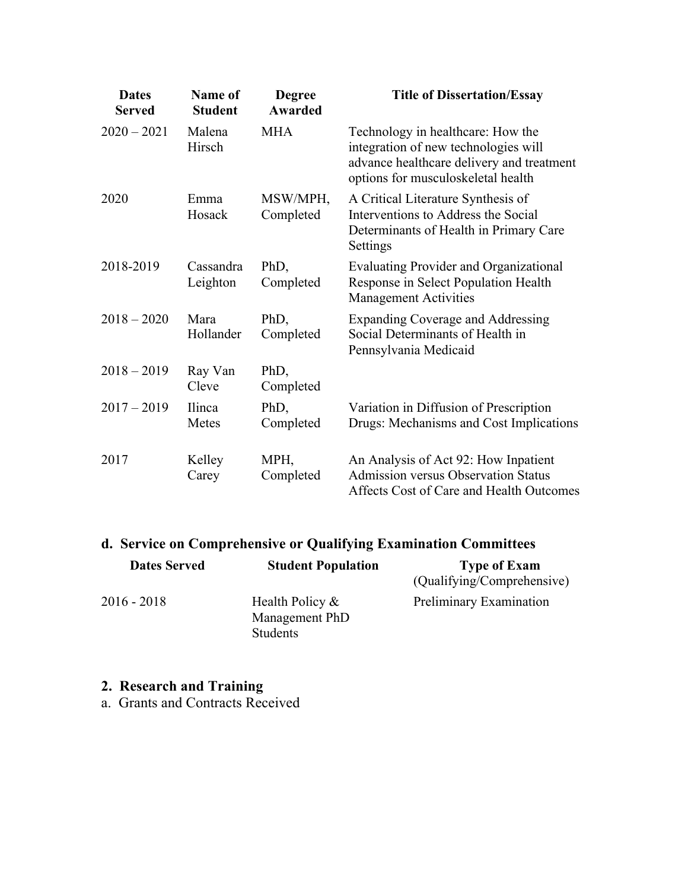| Dates Served | Name of Student | Degree Awarded | Title of Dissertation/Essay |
| --- | --- | --- | --- |
| 2020 – 2021 | Malena Hirsch | MHA | Technology in healthcare: How the integration of new technologies will advance healthcare delivery and treatment options for musculoskeletal health |
| 2020 | Emma Hosack | MSW/MPH, Completed | A Critical Literature Synthesis of Interventions to Address the Social Determinants of Health in Primary Care Settings |
| 2018-2019 | Cassandra Leighton | PhD, Completed | Evaluating Provider and Organizational Response in Select Population Health Management Activities |
| 2018 – 2020 | Mara Hollander | PhD, Completed | Expanding Coverage and Addressing Social Determinants of Health in Pennsylvania Medicaid |
| 2018 – 2019 | Ray Van Cleve | PhD, Completed | |
| 2017 – 2019 | Ilinca Metes | PhD, Completed | Variation in Diffusion of Prescription Drugs: Mechanisms and Cost Implications |
| 2017 | Kelley Carey | MPH, Completed | An Analysis of Act 92: How Inpatient Admission versus Observation Status Affects Cost of Care and Health Outcomes |

### d. Service on Comprehensive or Qualifying Examination Committees

| Dates Served | Student Population | Type of Exam (Qualifying/Comprehensive) |
| --- | --- | --- |
| 2016 - 2018 | Health Policy & Management PhD Students | Preliminary Examination |

## 2. Research and Training

a. Grants and Contracts Received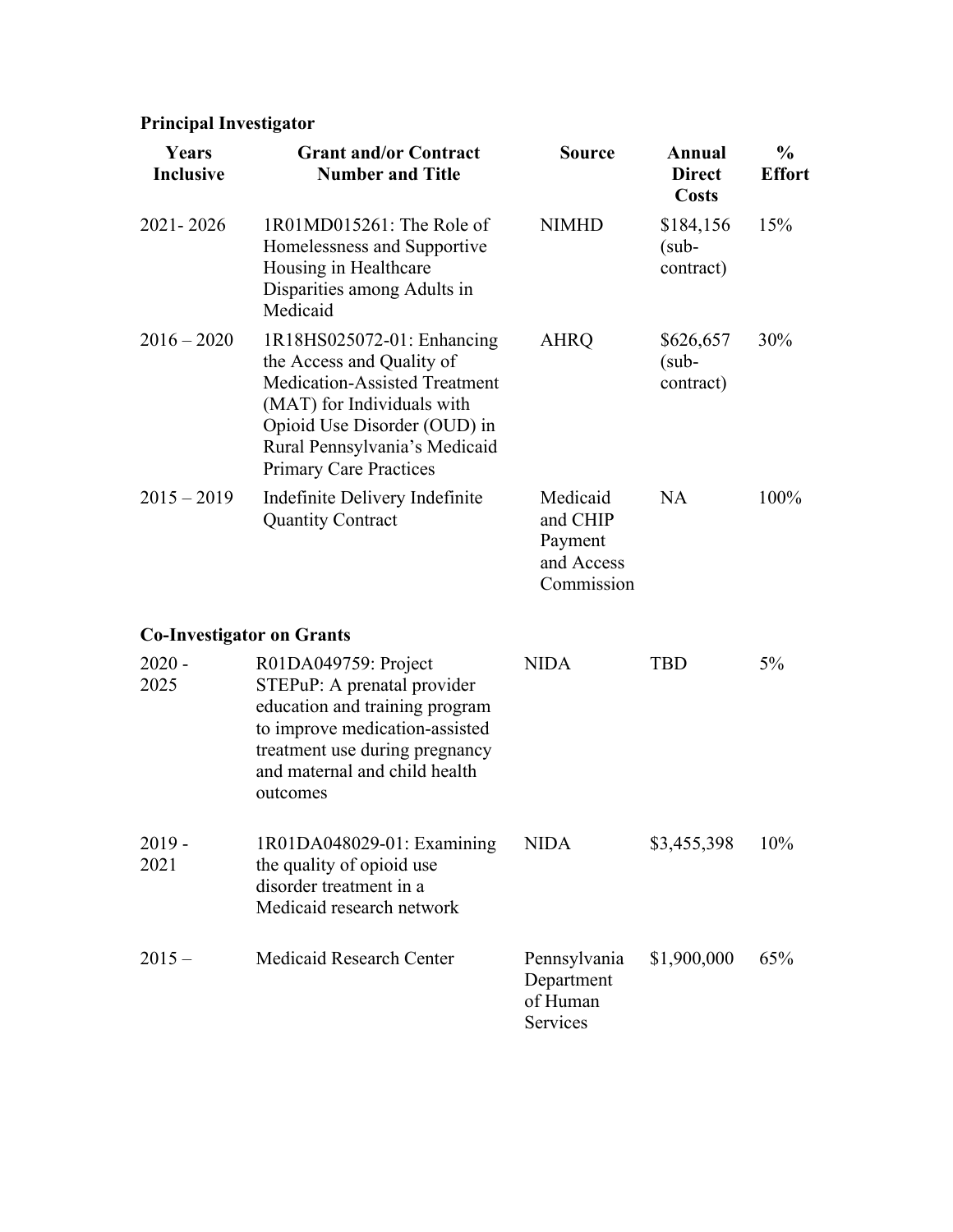**Principal Investigator**

| Years Inclusive | Grant and/or Contract Number and Title | Source | Annual Direct Costs | % Effort |
| --- | --- | --- | --- | --- |
| 2021- 2026 | 1R01MD015261: The Role of Homelessness and Supportive Housing in Healthcare Disparities among Adults in Medicaid | NIMHD | $184,156 (sub-contract) | 15% |
| 2016 – 2020 | 1R18HS025072-01: Enhancing the Access and Quality of Medication-Assisted Treatment (MAT) for Individuals with Opioid Use Disorder (OUD) in Rural Pennsylvania's Medicaid Primary Care Practices | AHRQ | $626,657 (sub-contract) | 30% |
| 2015 – 2019 | Indefinite Delivery Indefinite Quantity Contract | Medicaid and CHIP Payment and Access Commission | NA | 100% |

**Co-Investigator on Grants**

| Years Inclusive | Grant and/or Contract Number and Title | Source | Annual Direct Costs | % Effort |
| --- | --- | --- | --- | --- |
| 2020 - 2025 | R01DA049759: Project STEPuP: A prenatal provider education and training program to improve medication-assisted treatment use during pregnancy and maternal and child health outcomes | NIDA | TBD | 5% |
| 2019 - 2021 | 1R01DA048029-01: Examining the quality of opioid use disorder treatment in a Medicaid research network | NIDA | $3,455,398 | 10% |
| 2015 – | Medicaid Research Center | Pennsylvania Department of Human Services | $1,900,000 | 65% |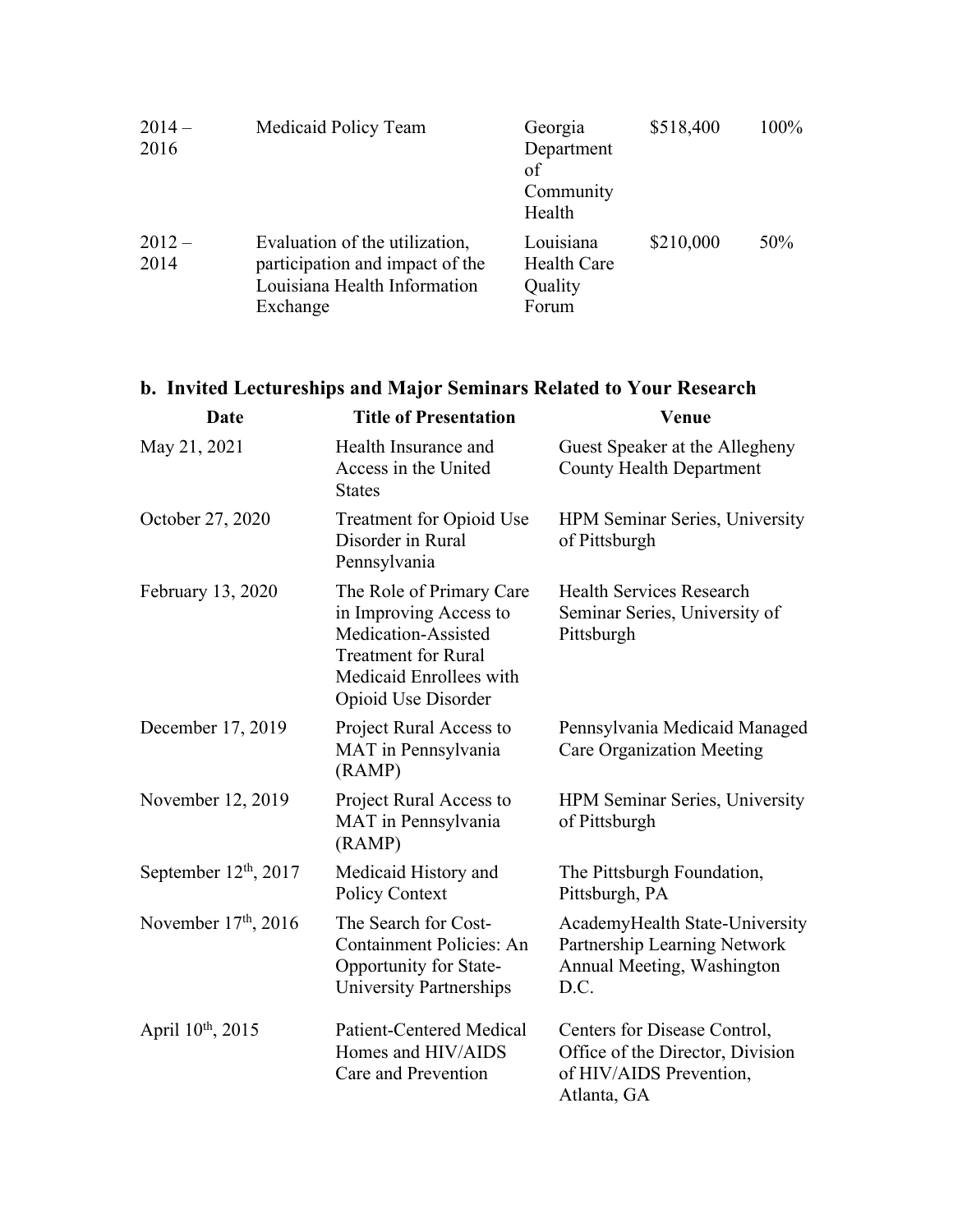| | | | | |
|---|---|---|---|---|
| 2014 – 2016 | Medicaid Policy Team | Georgia Department of Community Health | \$518,400 | 100% |
| 2012 – 2014 | Evaluation of the utilization, participation and impact of the Louisiana Health Information Exchange | Louisiana Health Care Quality Forum | \$210,000 | 50% |

## b. Invited Lectureships and Major Seminars Related to Your Research

| Date | Title of Presentation | Venue |
|---|---|---|
| May 21, 2021 | Health Insurance and Access in the United States | Guest Speaker at the Allegheny County Health Department |
| October 27, 2020 | Treatment for Opioid Use Disorder in Rural Pennsylvania | HPM Seminar Series, University of Pittsburgh |
| February 13, 2020 | The Role of Primary Care in Improving Access to Medication-Assisted Treatment for Rural Medicaid Enrollees with Opioid Use Disorder | Health Services Research Seminar Series, University of Pittsburgh |
| December 17, 2019 | Project Rural Access to MAT in Pennsylvania (RAMP) | Pennsylvania Medicaid Managed Care Organization Meeting |
| November 12, 2019 | Project Rural Access to MAT in Pennsylvania (RAMP) | HPM Seminar Series, University of Pittsburgh |
| September 12th, 2017 | Medicaid History and Policy Context | The Pittsburgh Foundation, Pittsburgh, PA |
| November 17th, 2016 | The Search for Cost-Containment Policies: An Opportunity for State-University Partnerships | AcademyHealth State-University Partnership Learning Network Annual Meeting, Washington D.C. |
| April 10th, 2015 | Patient-Centered Medical Homes and HIV/AIDS Care and Prevention | Centers for Disease Control, Office of the Director, Division of HIV/AIDS Prevention, Atlanta, GA |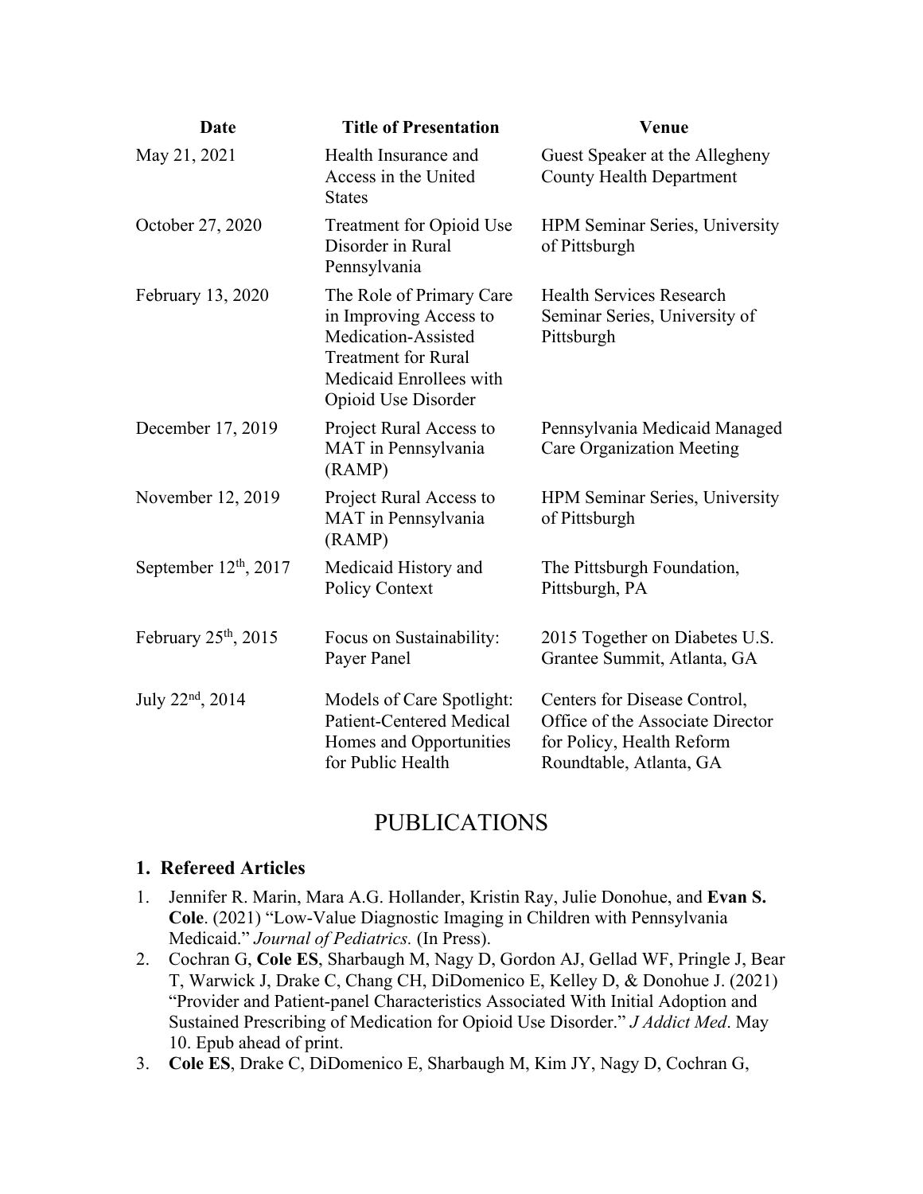| Date | Title of Presentation | Venue |
| --- | --- | --- |
| May 21, 2021 | Health Insurance and Access in the United States | Guest Speaker at the Allegheny County Health Department |
| October 27, 2020 | Treatment for Opioid Use Disorder in Rural Pennsylvania | HPM Seminar Series, University of Pittsburgh |
| February 13, 2020 | The Role of Primary Care in Improving Access to Medication-Assisted Treatment for Rural Medicaid Enrollees with Opioid Use Disorder | Health Services Research Seminar Series, University of Pittsburgh |
| December 17, 2019 | Project Rural Access to MAT in Pennsylvania (RAMP) | Pennsylvania Medicaid Managed Care Organization Meeting |
| November 12, 2019 | Project Rural Access to MAT in Pennsylvania (RAMP) | HPM Seminar Series, University of Pittsburgh |
| September 12th, 2017 | Medicaid History and Policy Context | The Pittsburgh Foundation, Pittsburgh, PA |
| February 25th, 2015 | Focus on Sustainability: Payer Panel | 2015 Together on Diabetes U.S. Grantee Summit, Atlanta, GA |
| July 22nd, 2014 | Models of Care Spotlight: Patient-Centered Medical Homes and Opportunities for Public Health | Centers for Disease Control, Office of the Associate Director for Policy, Health Reform Roundtable, Atlanta, GA |

# PUBLICATIONS

## 1. Refereed Articles

1. Jennifer R. Marin, Mara A.G. Hollander, Kristin Ray, Julie Donohue, and **Evan S. Cole**. (2021) "Low-Value Diagnostic Imaging in Children with Pennsylvania Medicaid." *Journal of Pediatrics.* (In Press).
2. Cochran G, **Cole ES**, Sharbaugh M, Nagy D, Gordon AJ, Gellad WF, Pringle J, Bear T, Warwick J, Drake C, Chang CH, DiDomenico E, Kelley D, & Donohue J. (2021) "Provider and Patient-panel Characteristics Associated With Initial Adoption and Sustained Prescribing of Medication for Opioid Use Disorder." *J Addict Med*. May 10. Epub ahead of print.
3. **Cole ES**, Drake C, DiDomenico E, Sharbaugh M, Kim JY, Nagy D, Cochran G,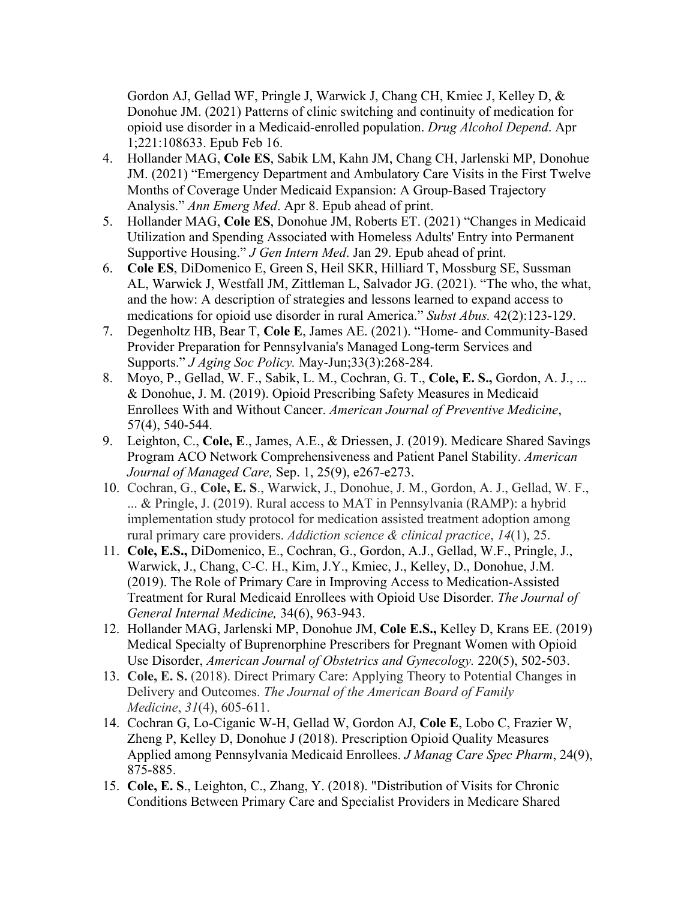Gordon AJ, Gellad WF, Pringle J, Warwick J, Chang CH, Kmiec J, Kelley D, & Donohue JM. (2021) Patterns of clinic switching and continuity of medication for opioid use disorder in a Medicaid-enrolled population. *Drug Alcohol Depend*. Apr 1;221:108633. Epub Feb 16.

4. Hollander MAG, **Cole ES**, Sabik LM, Kahn JM, Chang CH, Jarlenski MP, Donohue JM. (2021) "Emergency Department and Ambulatory Care Visits in the First Twelve Months of Coverage Under Medicaid Expansion: A Group-Based Trajectory Analysis." *Ann Emerg Med*. Apr 8. Epub ahead of print.
5. Hollander MAG, **Cole ES**, Donohue JM, Roberts ET. (2021) "Changes in Medicaid Utilization and Spending Associated with Homeless Adults' Entry into Permanent Supportive Housing." *J Gen Intern Med*. Jan 29. Epub ahead of print.
6. **Cole ES**, DiDomenico E, Green S, Heil SKR, Hilliard T, Mossburg SE, Sussman AL, Warwick J, Westfall JM, Zittleman L, Salvador JG. (2021). "The who, the what, and the how: A description of strategies and lessons learned to expand access to medications for opioid use disorder in rural America." *Subst Abus.* 42(2):123-129.
7. Degenholtz HB, Bear T, **Cole E**, James AE. (2021). "Home- and Community-Based Provider Preparation for Pennsylvania's Managed Long-term Services and Supports." *J Aging Soc Policy.* May-Jun;33(3):268-284.
8. Moyo, P., Gellad, W. F., Sabik, L. M., Cochran, G. T., **Cole, E. S.,** Gordon, A. J., ... & Donohue, J. M. (2019). Opioid Prescribing Safety Measures in Medicaid Enrollees With and Without Cancer. *American Journal of Preventive Medicine*, 57(4), 540-544.
9. Leighton, C., **Cole, E**., James, A.E., & Driessen, J. (2019). Medicare Shared Savings Program ACO Network Comprehensiveness and Patient Panel Stability. *American Journal of Managed Care,* Sep. 1, 25(9), e267-e273.
10. Cochran, G., **Cole, E. S**., Warwick, J., Donohue, J. M., Gordon, A. J., Gellad, W. F., ... & Pringle, J. (2019). Rural access to MAT in Pennsylvania (RAMP): a hybrid implementation study protocol for medication assisted treatment adoption among rural primary care providers. *Addiction science & clinical practice*, *14*(1), 25.
11. **Cole, E.S.,** DiDomenico, E., Cochran, G., Gordon, A.J., Gellad, W.F., Pringle, J., Warwick, J., Chang, C-C. H., Kim, J.Y., Kmiec, J., Kelley, D., Donohue, J.M. (2019). The Role of Primary Care in Improving Access to Medication-Assisted Treatment for Rural Medicaid Enrollees with Opioid Use Disorder. *The Journal of General Internal Medicine,* 34(6), 963-943.
12. Hollander MAG, Jarlenski MP, Donohue JM, **Cole E.S.,** Kelley D, Krans EE. (2019) Medical Specialty of Buprenorphine Prescribers for Pregnant Women with Opioid Use Disorder, *American Journal of Obstetrics and Gynecology.* 220(5), 502-503.
13. **Cole, E. S.** (2018). Direct Primary Care: Applying Theory to Potential Changes in Delivery and Outcomes. *The Journal of the American Board of Family Medicine*, *31*(4), 605-611.
14. Cochran G, Lo-Ciganic W-H, Gellad W, Gordon AJ, **Cole E**, Lobo C, Frazier W, Zheng P, Kelley D, Donohue J (2018). Prescription Opioid Quality Measures Applied among Pennsylvania Medicaid Enrollees. *J Manag Care Spec Pharm*, 24(9), 875-885.
15. **Cole, E. S**., Leighton, C., Zhang, Y. (2018). "Distribution of Visits for Chronic Conditions Between Primary Care and Specialist Providers in Medicare Shared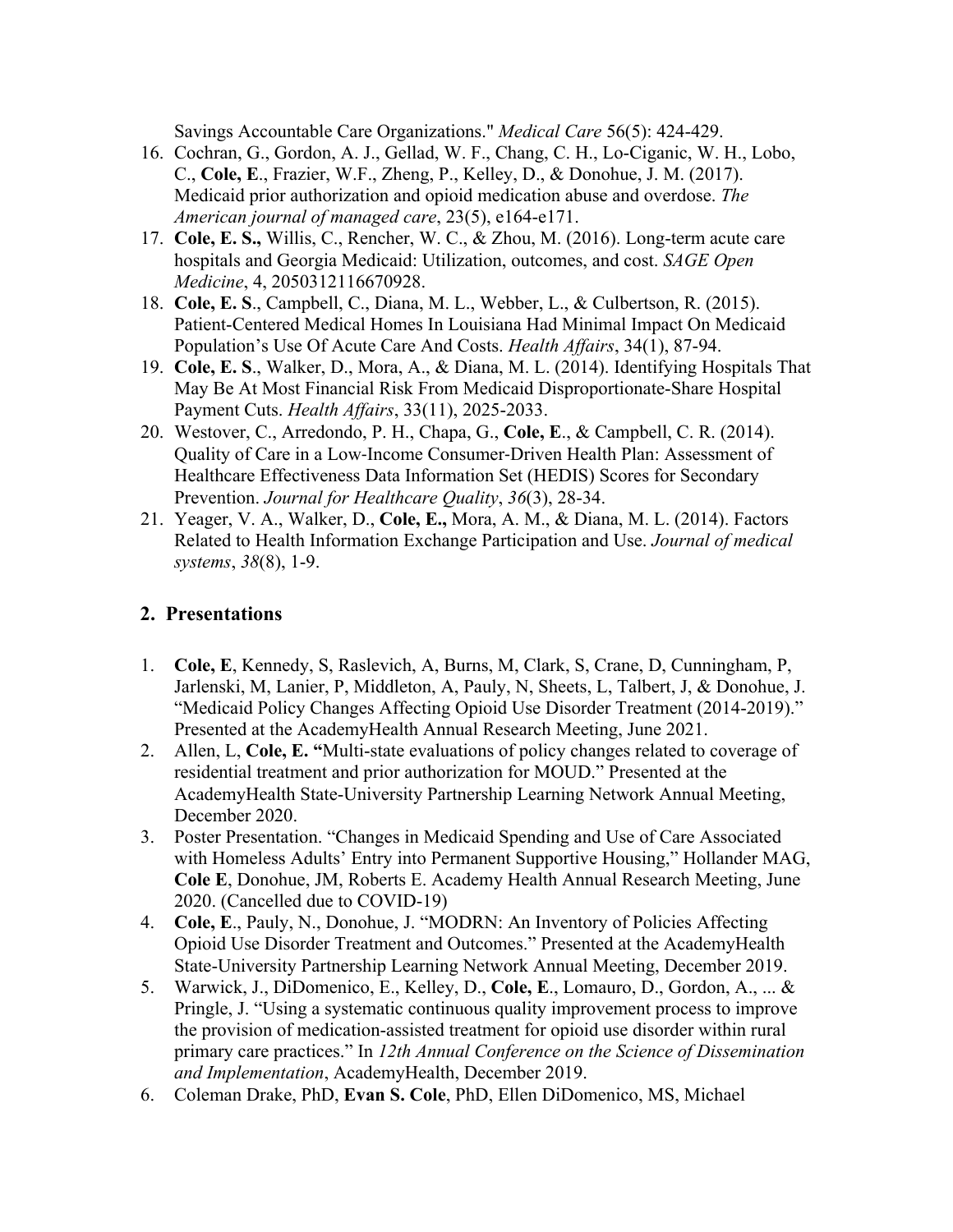Savings Accountable Care Organizations." *Medical Care* 56(5): 424-429.

16. Cochran, G., Gordon, A. J., Gellad, W. F., Chang, C. H., Lo-Ciganic, W. H., Lobo, C., **Cole, E**., Frazier, W.F., Zheng, P., Kelley, D., & Donohue, J. M. (2017). Medicaid prior authorization and opioid medication abuse and overdose. *The American journal of managed care*, 23(5), e164-e171.
17. **Cole, E. S.,** Willis, C., Rencher, W. C., & Zhou, M. (2016). Long-term acute care hospitals and Georgia Medicaid: Utilization, outcomes, and cost. *SAGE Open Medicine*, 4, 2050312116670928.
18. **Cole, E. S**., Campbell, C., Diana, M. L., Webber, L., & Culbertson, R. (2015). Patient-Centered Medical Homes In Louisiana Had Minimal Impact On Medicaid Population's Use Of Acute Care And Costs. *Health Affairs*, 34(1), 87-94.
19. **Cole, E. S**., Walker, D., Mora, A., & Diana, M. L. (2014). Identifying Hospitals That May Be At Most Financial Risk From Medicaid Disproportionate-Share Hospital Payment Cuts. *Health Affairs*, 33(11), 2025-2033.
20. Westover, C., Arredondo, P. H., Chapa, G., **Cole, E**., & Campbell, C. R. (2014). Quality of Care in a Low-Income Consumer-Driven Health Plan: Assessment of Healthcare Effectiveness Data Information Set (HEDIS) Scores for Secondary Prevention. *Journal for Healthcare Quality*, *36*(3), 28-34.
21. Yeager, V. A., Walker, D., **Cole, E.,** Mora, A. M., & Diana, M. L. (2014). Factors Related to Health Information Exchange Participation and Use. *Journal of medical systems*, *38*(8), 1-9.

## 2. Presentations

1. **Cole, E**, Kennedy, S, Raslevich, A, Burns, M, Clark, S, Crane, D, Cunningham, P, Jarlenski, M, Lanier, P, Middleton, A, Pauly, N, Sheets, L, Talbert, J, & Donohue, J. "Medicaid Policy Changes Affecting Opioid Use Disorder Treatment (2014-2019)." Presented at the AcademyHealth Annual Research Meeting, June 2021.
2. Allen, L, **Cole, E. "**Multi-state evaluations of policy changes related to coverage of residential treatment and prior authorization for MOUD." Presented at the AcademyHealth State-University Partnership Learning Network Annual Meeting, December 2020.
3. Poster Presentation. "Changes in Medicaid Spending and Use of Care Associated with Homeless Adults' Entry into Permanent Supportive Housing," Hollander MAG, **Cole E**, Donohue, JM, Roberts E. Academy Health Annual Research Meeting, June 2020. (Cancelled due to COVID-19)
4. **Cole, E**., Pauly, N., Donohue, J. "MODRN: An Inventory of Policies Affecting Opioid Use Disorder Treatment and Outcomes." Presented at the AcademyHealth State-University Partnership Learning Network Annual Meeting, December 2019.
5. Warwick, J., DiDomenico, E., Kelley, D., **Cole, E**., Lomauro, D., Gordon, A., ... & Pringle, J. "Using a systematic continuous quality improvement process to improve the provision of medication-assisted treatment for opioid use disorder within rural primary care practices." In *12th Annual Conference on the Science of Dissemination and Implementation*, AcademyHealth, December 2019.
6. Coleman Drake, PhD, **Evan S. Cole**, PhD, Ellen DiDomenico, MS, Michael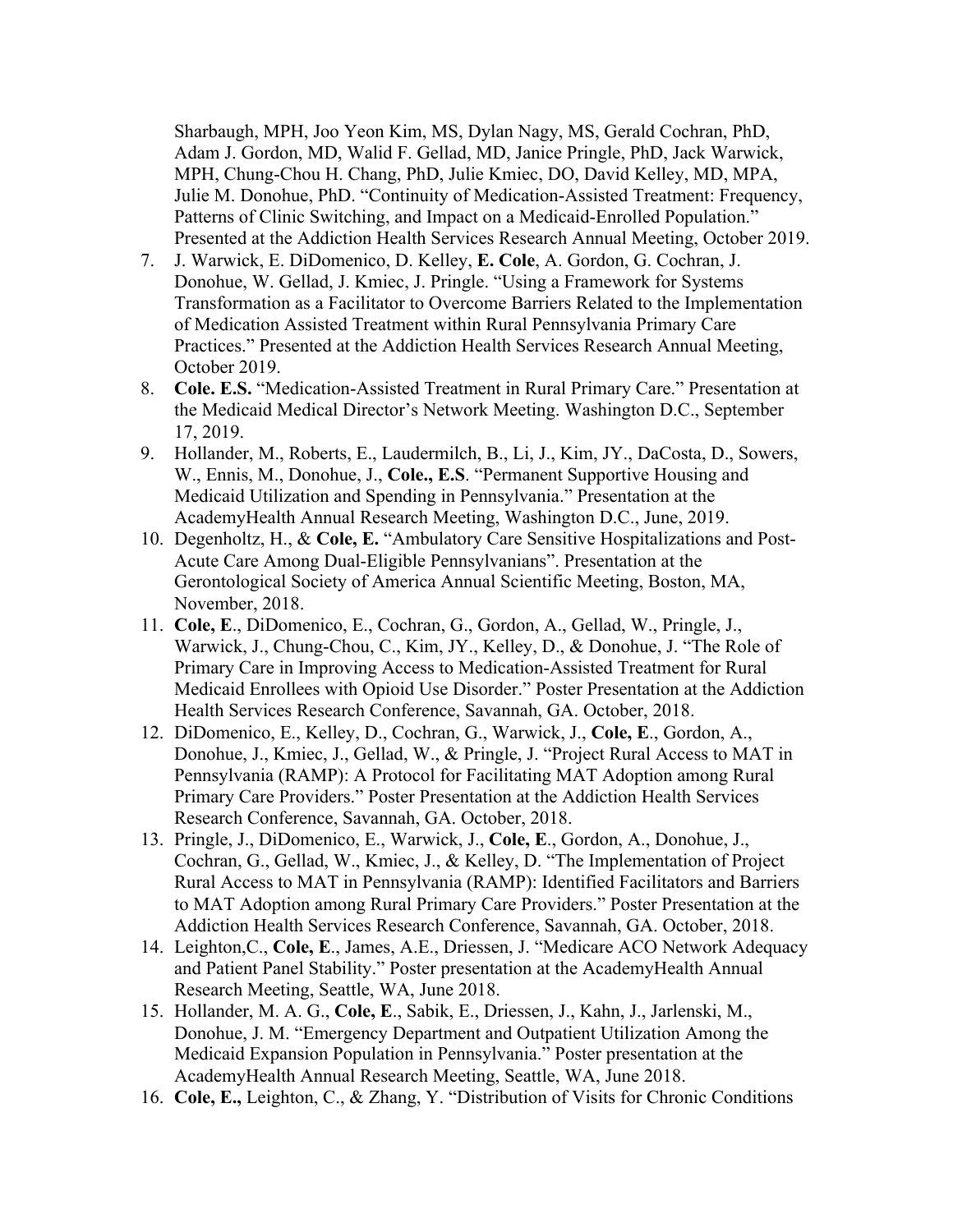Sharbaugh, MPH, Joo Yeon Kim, MS, Dylan Nagy, MS, Gerald Cochran, PhD, Adam J. Gordon, MD, Walid F. Gellad, MD, Janice Pringle, PhD, Jack Warwick, MPH, Chung-Chou H. Chang, PhD, Julie Kmiec, DO, David Kelley, MD, MPA, Julie M. Donohue, PhD. "Continuity of Medication-Assisted Treatment: Frequency, Patterns of Clinic Switching, and Impact on a Medicaid-Enrolled Population." Presented at the Addiction Health Services Research Annual Meeting, October 2019.

7. J. Warwick, E. DiDomenico, D. Kelley, **E. Cole**, A. Gordon, G. Cochran, J. Donohue, W. Gellad, J. Kmiec, J. Pringle. "Using a Framework for Systems Transformation as a Facilitator to Overcome Barriers Related to the Implementation of Medication Assisted Treatment within Rural Pennsylvania Primary Care Practices." Presented at the Addiction Health Services Research Annual Meeting, October 2019.
8. **Cole. E.S.** "Medication-Assisted Treatment in Rural Primary Care." Presentation at the Medicaid Medical Director's Network Meeting. Washington D.C., September 17, 2019.
9. Hollander, M., Roberts, E., Laudermilch, B., Li, J., Kim, JY., DaCosta, D., Sowers, W., Ennis, M., Donohue, J., **Cole., E.S**. "Permanent Supportive Housing and Medicaid Utilization and Spending in Pennsylvania." Presentation at the AcademyHealth Annual Research Meeting, Washington D.C., June, 2019.
10. Degenholtz, H., & **Cole, E.** "Ambulatory Care Sensitive Hospitalizations and Post-Acute Care Among Dual-Eligible Pennsylvanians". Presentation at the Gerontological Society of America Annual Scientific Meeting, Boston, MA, November, 2018.
11. **Cole, E**., DiDomenico, E., Cochran, G., Gordon, A., Gellad, W., Pringle, J., Warwick, J., Chung-Chou, C., Kim, JY., Kelley, D., & Donohue, J. "The Role of Primary Care in Improving Access to Medication-Assisted Treatment for Rural Medicaid Enrollees with Opioid Use Disorder." Poster Presentation at the Addiction Health Services Research Conference, Savannah, GA. October, 2018.
12. DiDomenico, E., Kelley, D., Cochran, G., Warwick, J., **Cole, E**., Gordon, A., Donohue, J., Kmiec, J., Gellad, W., & Pringle, J. "Project Rural Access to MAT in Pennsylvania (RAMP): A Protocol for Facilitating MAT Adoption among Rural Primary Care Providers." Poster Presentation at the Addiction Health Services Research Conference, Savannah, GA. October, 2018.
13. Pringle, J., DiDomenico, E., Warwick, J., **Cole, E**., Gordon, A., Donohue, J., Cochran, G., Gellad, W., Kmiec, J., & Kelley, D. "The Implementation of Project Rural Access to MAT in Pennsylvania (RAMP): Identified Facilitators and Barriers to MAT Adoption among Rural Primary Care Providers." Poster Presentation at the Addiction Health Services Research Conference, Savannah, GA. October, 2018.
14. Leighton,C., **Cole, E**., James, A.E., Driessen, J. "Medicare ACO Network Adequacy and Patient Panel Stability." Poster presentation at the AcademyHealth Annual Research Meeting, Seattle, WA, June 2018.
15. Hollander, M. A. G., **Cole, E**., Sabik, E., Driessen, J., Kahn, J., Jarlenski, M., Donohue, J. M. "Emergency Department and Outpatient Utilization Among the Medicaid Expansion Population in Pennsylvania." Poster presentation at the AcademyHealth Annual Research Meeting, Seattle, WA, June 2018.
16. **Cole, E.,** Leighton, C., & Zhang, Y. "Distribution of Visits for Chronic Conditions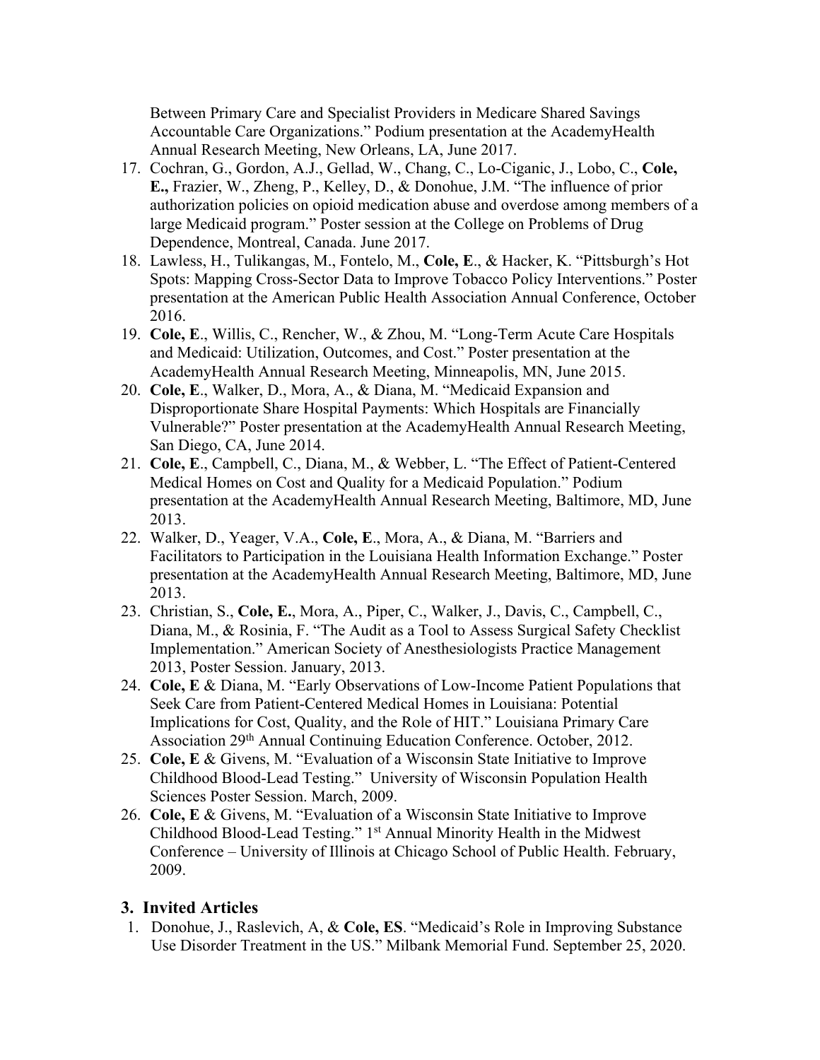Between Primary Care and Specialist Providers in Medicare Shared Savings Accountable Care Organizations." Podium presentation at the AcademyHealth Annual Research Meeting, New Orleans, LA, June 2017.

17. Cochran, G., Gordon, A.J., Gellad, W., Chang, C., Lo-Ciganic, J., Lobo, C., **Cole, E.,** Frazier, W., Zheng, P., Kelley, D., & Donohue, J.M. "The influence of prior authorization policies on opioid medication abuse and overdose among members of a large Medicaid program." Poster session at the College on Problems of Drug Dependence, Montreal, Canada. June 2017.
18. Lawless, H., Tulikangas, M., Fontelo, M., **Cole, E**., & Hacker, K. "Pittsburgh's Hot Spots: Mapping Cross-Sector Data to Improve Tobacco Policy Interventions." Poster presentation at the American Public Health Association Annual Conference, October 2016.
19. **Cole, E**., Willis, C., Rencher, W., & Zhou, M. "Long-Term Acute Care Hospitals and Medicaid: Utilization, Outcomes, and Cost." Poster presentation at the AcademyHealth Annual Research Meeting, Minneapolis, MN, June 2015.
20. **Cole, E**., Walker, D., Mora, A., & Diana, M. "Medicaid Expansion and Disproportionate Share Hospital Payments: Which Hospitals are Financially Vulnerable?" Poster presentation at the AcademyHealth Annual Research Meeting, San Diego, CA, June 2014.
21. **Cole, E**., Campbell, C., Diana, M., & Webber, L. "The Effect of Patient-Centered Medical Homes on Cost and Quality for a Medicaid Population." Podium presentation at the AcademyHealth Annual Research Meeting, Baltimore, MD, June 2013.
22. Walker, D., Yeager, V.A., **Cole, E**., Mora, A., & Diana, M. "Barriers and Facilitators to Participation in the Louisiana Health Information Exchange." Poster presentation at the AcademyHealth Annual Research Meeting, Baltimore, MD, June 2013.
23. Christian, S., **Cole, E.**, Mora, A., Piper, C., Walker, J., Davis, C., Campbell, C., Diana, M., & Rosinia, F. "The Audit as a Tool to Assess Surgical Safety Checklist Implementation." American Society of Anesthesiologists Practice Management 2013, Poster Session. January, 2013.
24. **Cole, E** & Diana, M. "Early Observations of Low-Income Patient Populations that Seek Care from Patient-Centered Medical Homes in Louisiana: Potential Implications for Cost, Quality, and the Role of HIT." Louisiana Primary Care Association 29th Annual Continuing Education Conference. October, 2012.
25. **Cole, E** & Givens, M. "Evaluation of a Wisconsin State Initiative to Improve Childhood Blood-Lead Testing." University of Wisconsin Population Health Sciences Poster Session. March, 2009.
26. **Cole, E** & Givens, M. "Evaluation of a Wisconsin State Initiative to Improve Childhood Blood-Lead Testing." 1st Annual Minority Health in the Midwest Conference – University of Illinois at Chicago School of Public Health. February, 2009.

## 3. Invited Articles

1. Donohue, J., Raslevich, A, & **Cole, ES**. "Medicaid's Role in Improving Substance Use Disorder Treatment in the US." Milbank Memorial Fund. September 25, 2020.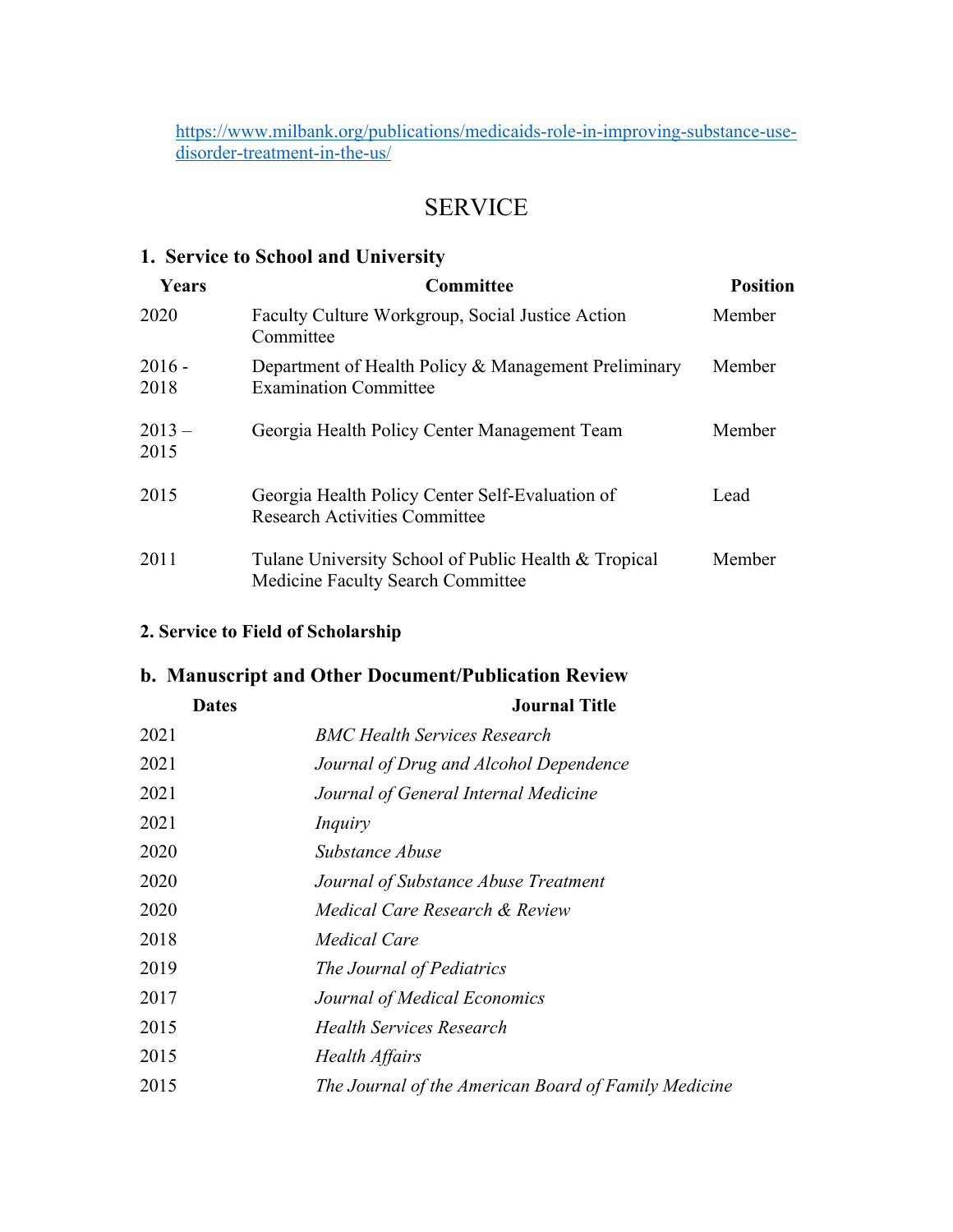https://www.milbank.org/publications/medicaids-role-in-improving-substance-use-disorder-treatment-in-the-us/

# SERVICE

### 1. Service to School and University

| Years | Committee | Position |
|---|---|---|
| 2020 | Faculty Culture Workgroup, Social Justice Action Committee | Member |
| 2016 - 2018 | Department of Health Policy & Management Preliminary Examination Committee | Member |
| 2013 – 2015 | Georgia Health Policy Center Management Team | Member |
| 2015 | Georgia Health Policy Center Self-Evaluation of Research Activities Committee | Lead |
| 2011 | Tulane University School of Public Health & Tropical Medicine Faculty Search Committee | Member |

### 2. Service to Field of Scholarship

### b. Manuscript and Other Document/Publication Review

| Dates | Journal Title |
|---|---|
| 2021 | *BMC Health Services Research* |
| 2021 | *Journal of Drug and Alcohol Dependence* |
| 2021 | *Journal of General Internal Medicine* |
| 2021 | *Inquiry* |
| 2020 | *Substance Abuse* |
| 2020 | *Journal of Substance Abuse Treatment* |
| 2020 | *Medical Care Research & Review* |
| 2018 | *Medical Care* |
| 2019 | *The Journal of Pediatrics* |
| 2017 | *Journal of Medical Economics* |
| 2015 | *Health Services Research* |
| 2015 | *Health Affairs* |
| 2015 | *The Journal of the American Board of Family Medicine* |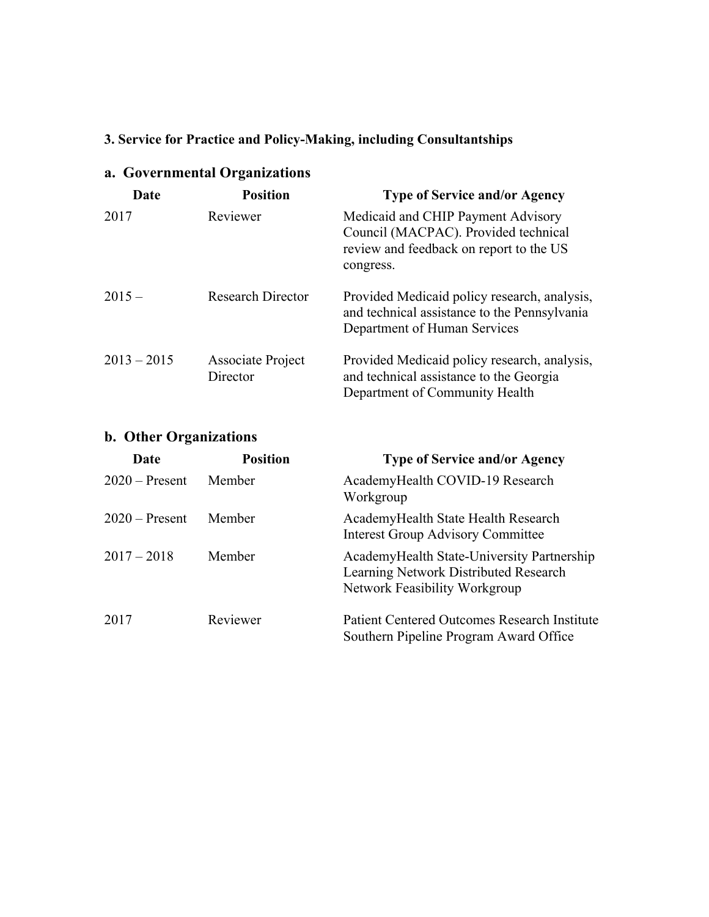**3. Service for Practice and Policy-Making, including Consultantships**

## a. Governmental Organizations

| Date | Position | Type of Service and/or Agency |
|---|---|---|
| 2017 | Reviewer | Medicaid and CHIP Payment Advisory Council (MACPAC). Provided technical review and feedback on report to the US congress. |
| 2015 – | Research Director | Provided Medicaid policy research, analysis, and technical assistance to the Pennsylvania Department of Human Services |
| 2013 – 2015 | Associate Project Director | Provided Medicaid policy research, analysis, and technical assistance to the Georgia Department of Community Health |

## b. Other Organizations

| Date | Position | Type of Service and/or Agency |
|---|---|---|
| 2020 – Present | Member | AcademyHealth COVID-19 Research Workgroup |
| 2020 – Present | Member | AcademyHealth State Health Research Interest Group Advisory Committee |
| 2017 – 2018 | Member | AcademyHealth State-University Partnership Learning Network Distributed Research Network Feasibility Workgroup |
| 2017 | Reviewer | Patient Centered Outcomes Research Institute Southern Pipeline Program Award Office |